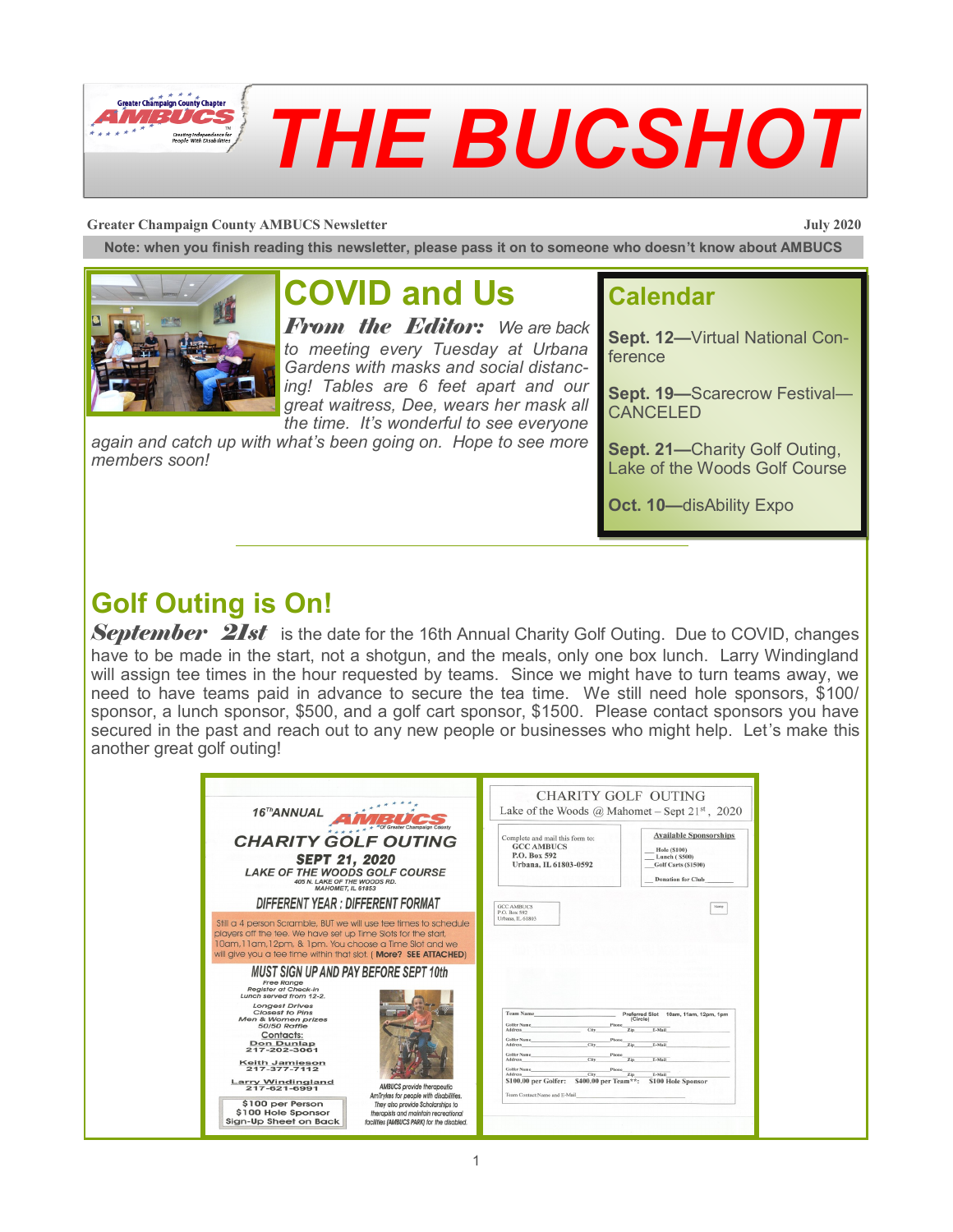# THE BUCSHOT

**Greater Champaign County AMBUCS Newsletter** **July 2020**

**Note: when you finish reading this newsletter, please pass it on to someone who doesn't know about AMBUCS**

## COVID and Us

***From the Editor:*** *We are back to meeting every Tuesday at Urbana Gardens with masks and social distancing! Tables are 6 feet apart and our great waitress, Dee, wears her mask all the time. It's wonderful to see everyone again and catch up with what's been going on. Hope to see more members soon!*

## Calendar

**Sept. 12—**Virtual National Conference

**Sept. 19—**Scarecrow Festival—CANCELED

**Sept. 21—**Charity Golf Outing, Lake of the Woods Golf Course

**Oct. 10—**disAbility Expo

---

## Golf Outing is On!

***September 21st*** is the date for the 16th Annual Charity Golf Outing. Due to COVID, changes have to be made in the start, not a shotgun, and the meals, only one box lunch. Larry Windingland will assign tee times in the hour requested by teams. Since we might have to turn teams away, we need to have teams paid in advance to secure the tea time. We still need hole sponsors, $100/ sponsor, a lunch sponsor, $500, and a golf cart sponsor, $1500. Please contact sponsors you have secured in the past and reach out to any new people or businesses who might help. Let's make this another great golf outing!

16TH ANNUAL AMBUCS Of Greater Champaign County

**CHARITY GOLF OUTING**

**SEPT 21, 2020**

**LAKE OF THE WOODS GOLF COURSE**

405 N. LAKE OF THE WOODS RD. MAHOMET, IL 61853

**DIFFERENT YEAR : DIFFERENT FORMAT**

Still a 4 person Scramble, BUT we will use tee times to schedule players off the tee. We have set up Time Slots for the start, 10am, 11am, 12pm, & 1pm. You choose a Time Slot and we will give you a tee time within that slot. ( **More? SEE ATTACHED**)

**MUST SIGN UP AND PAY BEFORE SEPT 10th**

Free Range
Register at Check-in
Lunch served from 12-2.

Longest Drives
Closest to Pins
Men & Women prizes
50/50 Raffle

**Contacts:**
Don Dunlap 217-202-3061
Keith Jamieson 217-377-7112
Larry Windingland 217-621-6991

$100 per Person
$100 Hole Sponsor
Sign-Up Sheet on Back

AMBUCS provide therapeutic AmTrykes for people with disabilities. They also provide Scholarships to therapists and maintain recreational facilities (AMBUCS PARK) for the disabled.

CHARITY GOLF OUTING
Lake of the Woods @ Mahomet – Sept 21st, 2020

Complete and mail this form to:
GCC AMBUCS
P.O. Box 592
Urbana, IL 61803-0592

**Available Sponsorships**
__ Hole ($100)
__ Lunch ( $500)
__ Golf Carts ($1500)
__ Donation for Club ______

Team Name______ Preferred Slot (Circle) 10am, 11am, 12pm, 1pm

Golfer Name______ Phone______
Address______ City______ Zip______ E-Mail______

Golfer Name______ Phone______
Address______ City______ Zip______ E-Mail______

Golfer Name______ Phone______
Address______ City______ Zip______ E-Mail______

Golfer Name______ Phone______
Address______ City______ Zip______ E-Mail______

$100.00 per Golfer: $400.00 per Team**: $100 Hole Sponsor

Team Contact Name and E-Mail______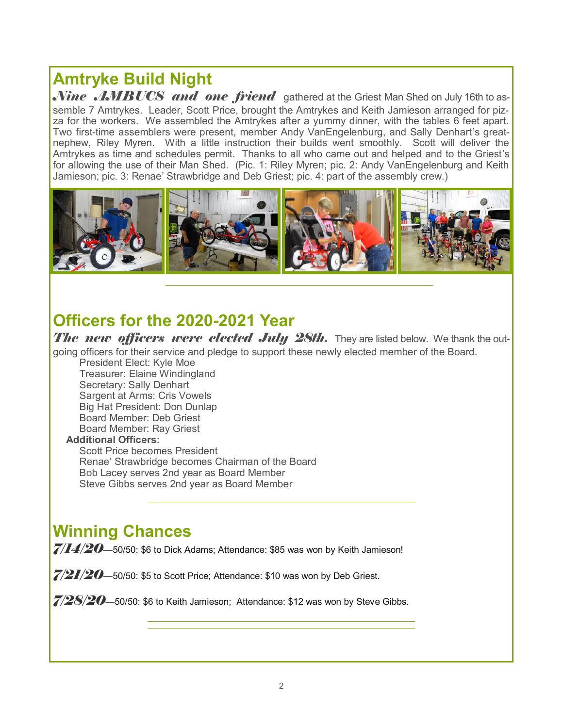## Amtryke Build Night

***Nine AMBUCS and one friend*** gathered at the Griest Man Shed on July 16th to assemble 7 Amtrykes. Leader, Scott Price, brought the Amtrykes and Keith Jamieson arranged for pizza for the workers. We assembled the Amtrykes after a yummy dinner, with the tables 6 feet apart. Two first-time assemblers were present, member Andy VanEngelenburg, and Sally Denhart's great-nephew, Riley Myren. With a little instruction their builds went smoothly. Scott will deliver the Amtrykes as time and schedules permit. Thanks to all who came out and helped and to the Griest's for allowing the use of their Man Shed. (Pic. 1: Riley Myren; pic. 2: Andy VanEngelenburg and Keith Jamieson; pic. 3: Renae' Strawbridge and Deb Griest; pic. 4: part of the assembly crew.)

## Officers for the 2020-2021 Year

***The new officers were elected July 28th.*** They are listed below. We thank the outgoing officers for their service and pledge to support these newly elected member of the Board.

- President Elect: Kyle Moe
- Treasurer: Elaine Windingland
- Secretary: Sally Denhart
- Sargent at Arms: Cris Vowels
- Big Hat President: Don Dunlap
- Board Member: Deb Griest
- Board Member: Ray Griest

**Additional Officers:**

- Scott Price becomes President
- Renae' Strawbridge becomes Chairman of the Board
- Bob Lacey serves 2nd year as Board Member
- Steve Gibbs serves 2nd year as Board Member

## Winning Chances

***7/14/20***—50/50: $6 to Dick Adams; Attendance: $85 was won by Keith Jamieson!

***7/21/20***—50/50: $5 to Scott Price; Attendance: $10 was won by Deb Griest.

***7/28/20***—50/50: $6 to Keith Jamieson; Attendance: $12 was won by Steve Gibbs.